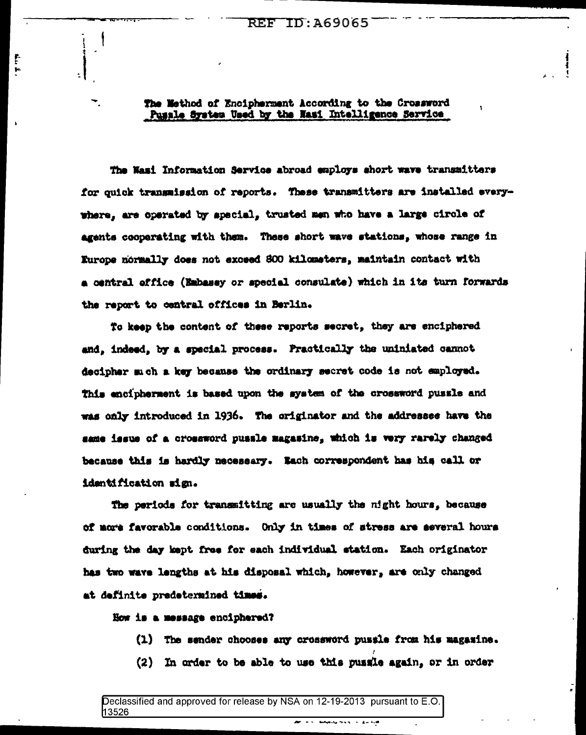## The Method of Encipherment According to the Crossword Puzzle System Used by the Nazi Intelligence Service

The Nazi Information Service abroad employs short wave transmitters for quick transmission of reports. These transmitters are installed everywhere, are operated by special, trusted men who have a large circle of agents cooperating with them. These short wave stations, whose range in Europe normally does not exceed 800 kilometers, maintain contact with a central office (Embassy or special consulate) which in its turn forwards the report to central offices in Berlin.

To keep the content of these reports secret, they are enciphered and, indeed, by a special process. Practically the uniniated cannot decipher such a key because the ordinary secret code is not employed. This encipherment is based upon the system of the crossword puzzle and was only introduced in 1936. The originator and the addressee have the same issue of a crossword puzzle magazine, which is very rarely changed because this is hardly necessary. Each correspondent has his call or identification sign.

The periods for transmitting are usually the night hours, because of more favorable conditions. Only in times of stress are several hours during the day kept free for each individual station. Each originator has two wave lengths at his disposal which, however, are only changed at definite predetermined times.

How is a message enciphered?

(1) The sender chooses any crossword puzzle from his magazine.

(2) In order to be able to use this puzzle again, or in order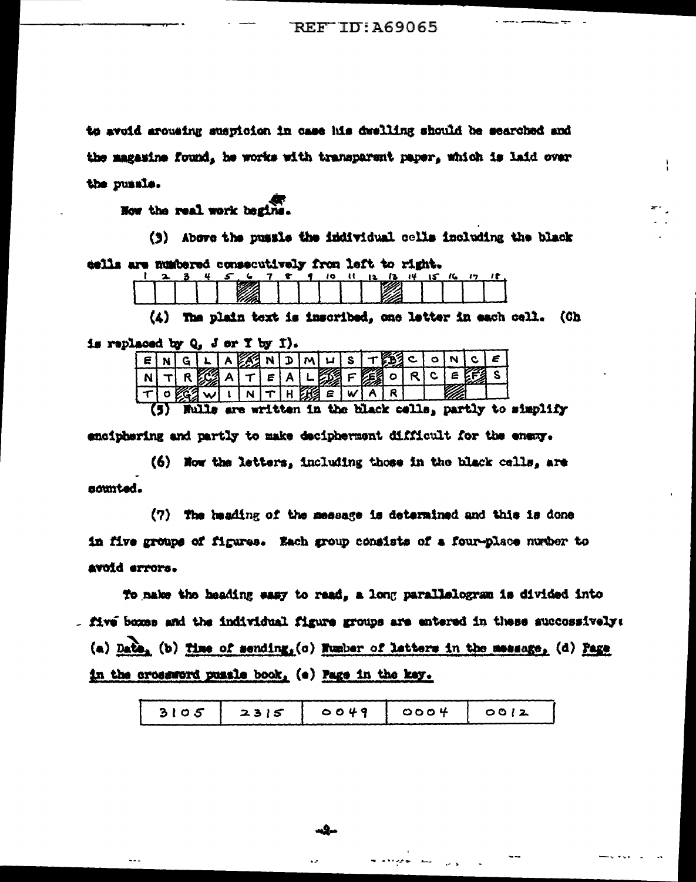to avoid arousing suspicion in case his dwelling should be searched and the magazine found, he works with transparent paper, which is laid over the puzzle.

Now the real work begins.

(3) Above the puzzle the individual cells including the black cells are numbered consecutively from left to right.

| 1 | 2 | 3 | 4 | 5 | 6 | 7 | 8 | 9 | 10 | 11 | 12 | 13 | 14 | 15 | 16 | 17 | 18 |
|---|---|---|---|---|---|---|---|---|---|---|---|---|---|---|---|---|---|
| | | | | | ▨ | | | | | | | ▨ | | | | | |

(4) The plain text is inscribed, one letter in each cell. (Ch is replaced by Q, J or Y by I).

| | | | | | | | | | | | | | | | | | |
|---|---|---|---|---|---|---|---|---|---|---|---|---|---|---|---|---|---|
| E | N | G | L | A | A | N | D | M | U | S | T | B | C | O | N | C | E |
| N | T | R | C | A | T | E | A | L | D | F | E | O | R | C | E | F | S |
| T | O | G | W | I | N | T | H | H | E | W | A | R | | | ▨ | | |

(5) Nulls are written in the black cells, partly to simplify enciphering and partly to make decipherment difficult for the enemy.

(6) Now the letters, including those in the black cells, are counted.

(7) The heading of the message is determined and this is done in five groups of figures. Each group consists of a four-place number to avoid errors.

To make the heading easy to read, a long parallelogram is divided into five boxes and the individual figure groups are entered in these successively: (a) Date, (b) Time of sending, (c) Number of letters in the message, (d) Page in the crossword puzzle book, (e) Page in the key.

| 3105 | 2315 | 0049 | 0004 | 0012 |
|---|---|---|---|---|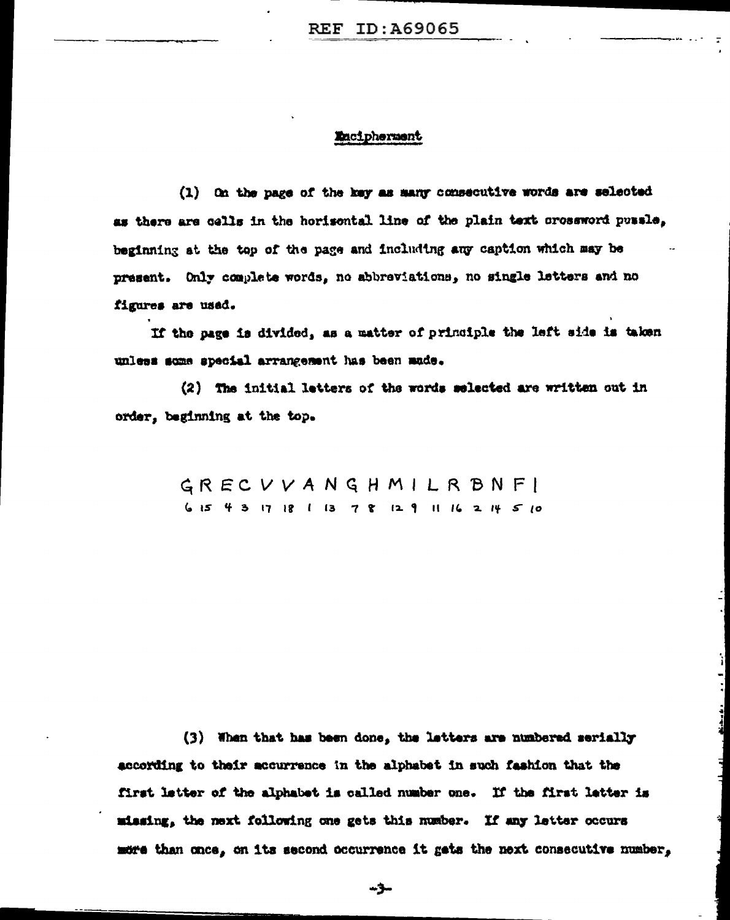## Encipherment

(1) On the page of the key as many consecutive words are selected as there are cells in the horizontal line of the plain text crossword puzzle, beginning at the top of the page and including any caption which may be present. Only complete words, no abbreviations, no single letters and no figures are used.

If the page is divided, as a matter of principle the left side is taken unless some special arrangement has been made.

(2) The initial letters of the words selected are written out in order, beginning at the top.

```
G  R  E  C  V  V  A  N  G  H  M  I  L  R  B  N  F  I
6  15 4  3  17 18 1  13 7  8  12 9  11 16 2  14 5  10
```

(3) When that has been done, the letters are numbered serially according to their occurrence in the alphabet in such fashion that the first letter of the alphabet is called number one. If the first letter is missing, the next following one gets this number. If any letter occurs more than once, on its second occurrence it gets the next consecutive number,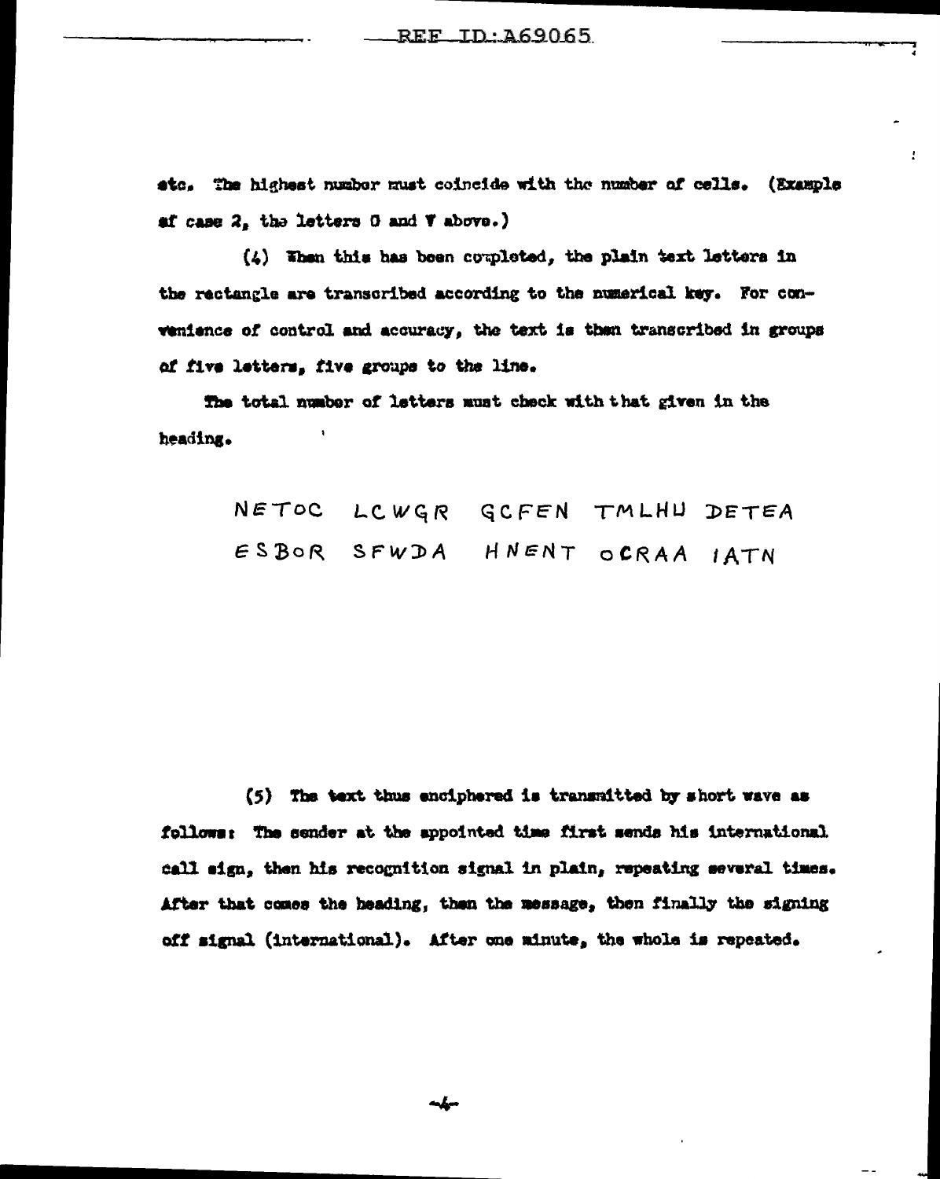etc. The highest number must coincide with the number of cells. (Example of case 2, the letters O and V above.)

(4) When this has been completed, the plain text letters in the rectangle are transcribed according to the numerical key. For convenience of control and accuracy, the text is then transcribed in groups of five letters, five groups to the line.

The total number of letters must check with that given in the heading.

NETOC LCWGR GCFEN TMLHU DETEA
ESBOR SFWDA HNENT OCRAA IATN

(5) The text thus enciphered is transmitted by short wave as follows: The sender at the appointed time first sends his international call sign, then his recognition signal in plain, repeating several times. After that comes the heading, then the message, then finally the signing off signal (international). After one minute, the whole is repeated.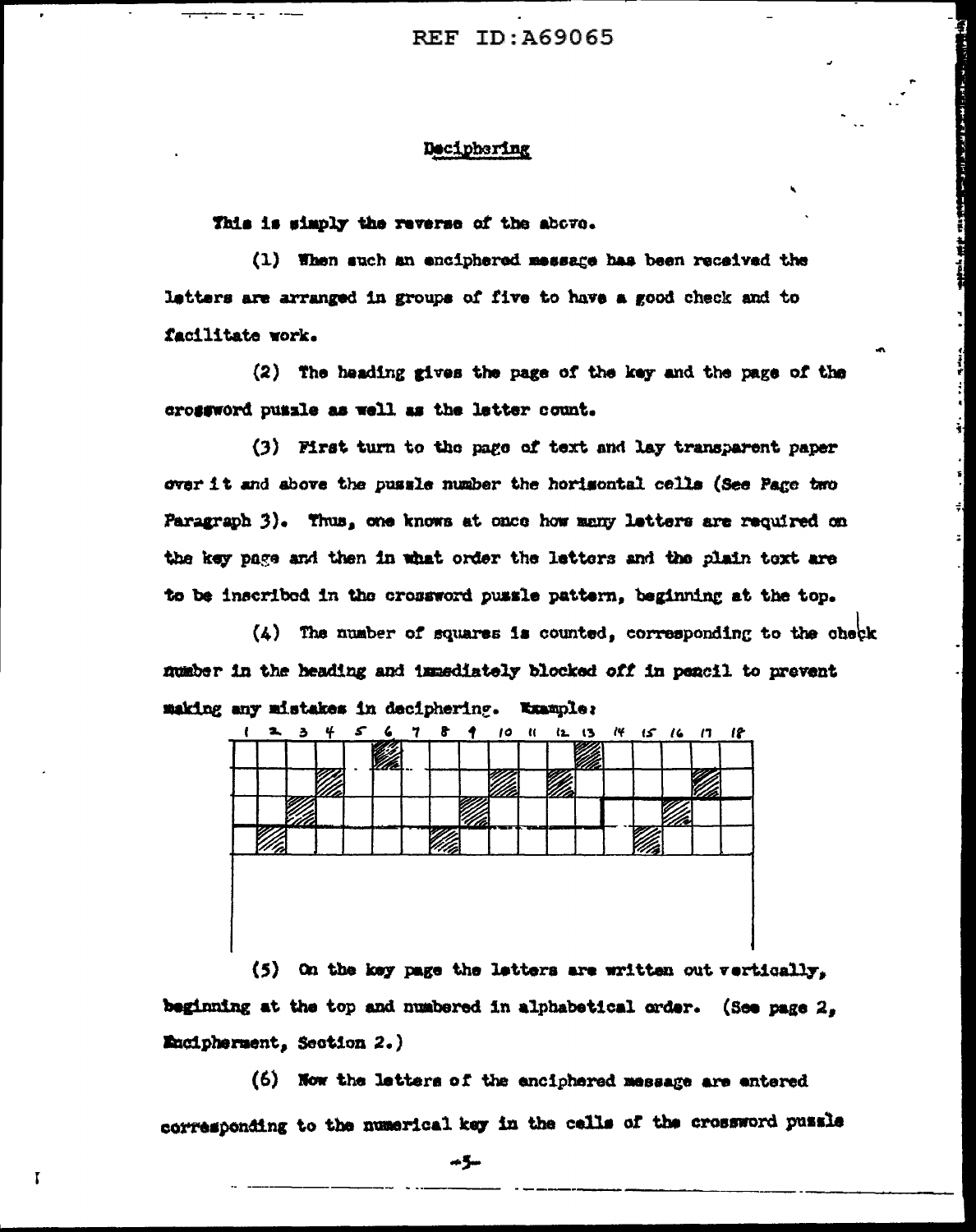REF ID:A69065

## Deciphering

This is simply the reverse of the above.

(1) When such an enciphered message has been received the letters are arranged in groups of five to have a good check and to facilitate work.

(2) The heading gives the page of the key and the page of the crossword puzzle as well as the letter count.

(3) First turn to the page of text and lay transparent paper over it and above the puzzle number the horizontal cells (See Page two Paragraph 3). Thus, one knows at once how many letters are required on the key page and then in what order the letters and the plain text are to be inscribed in the crossword puzzle pattern, beginning at the top.

(4) The number of squares is counted, corresponding to the check number in the heading and immediately blocked off in pencil to prevent making any mistakes in deciphering. Example:

| 1 | 2 | 3 | 4 | 5 | 6 | 7 | 8 | 9 | 10 | 11 | 12 | 13 | 14 | 15 | 16 | 17 | 18 |
|---|---|---|---|---|---|---|---|---|---|---|---|---|---|---|---|---|---|
| | | | | | ▨ | | | | | | | ▨ | | | | | |
| | | | ▨ | | | | | | ▨ | | ▨ | | | | | ▨ | |
| | | ▨ | | | | | | ▨ | | | | | | | ▨ | | |
| | ▨ | | | | | | ▨ | | | | | | | ▨ | | | |

(5) On the key page the letters are written out vertically, beginning at the top and numbered in alphabetical order. (See page 2, Encipherment, Section 2.)

(6) Now the letters of the enciphered message are entered corresponding to the numerical key in the cells of the crossword puzzle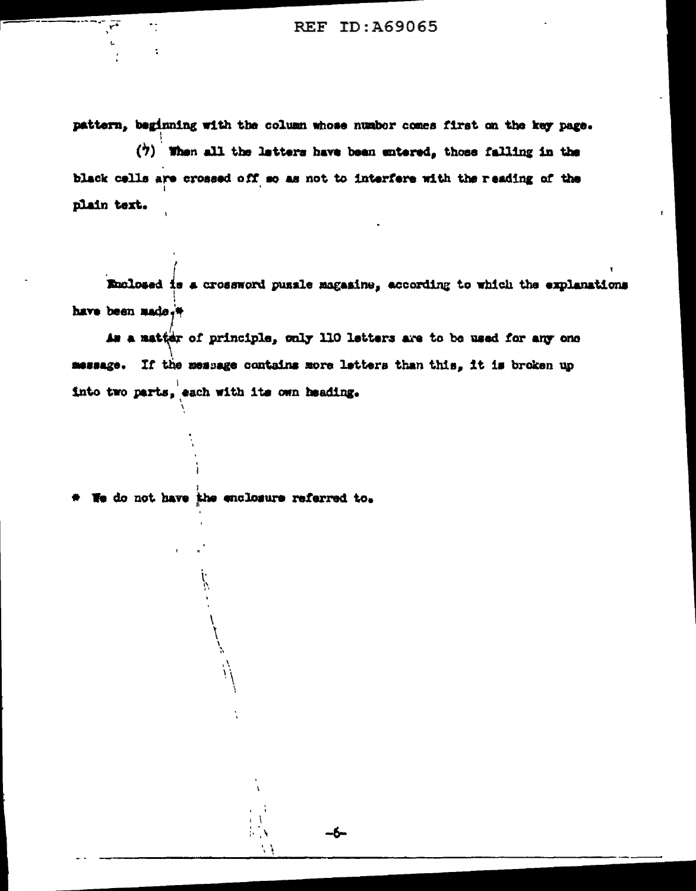pattern, beginning with the column whose number comes first on the key page.

(7) When all the letters have been entered, those falling in the black cells are crossed off so as not to interfere with the reading of the plain text.

Enclosed is a crossword puzzle magazine, according to which the explanations have been made.*

As a matter of principle, only 110 letters are to be used for any one message. If the message contains more letters than this, it is broken up into two parts, each with its own heading.

\* We do not have the enclosure referred to.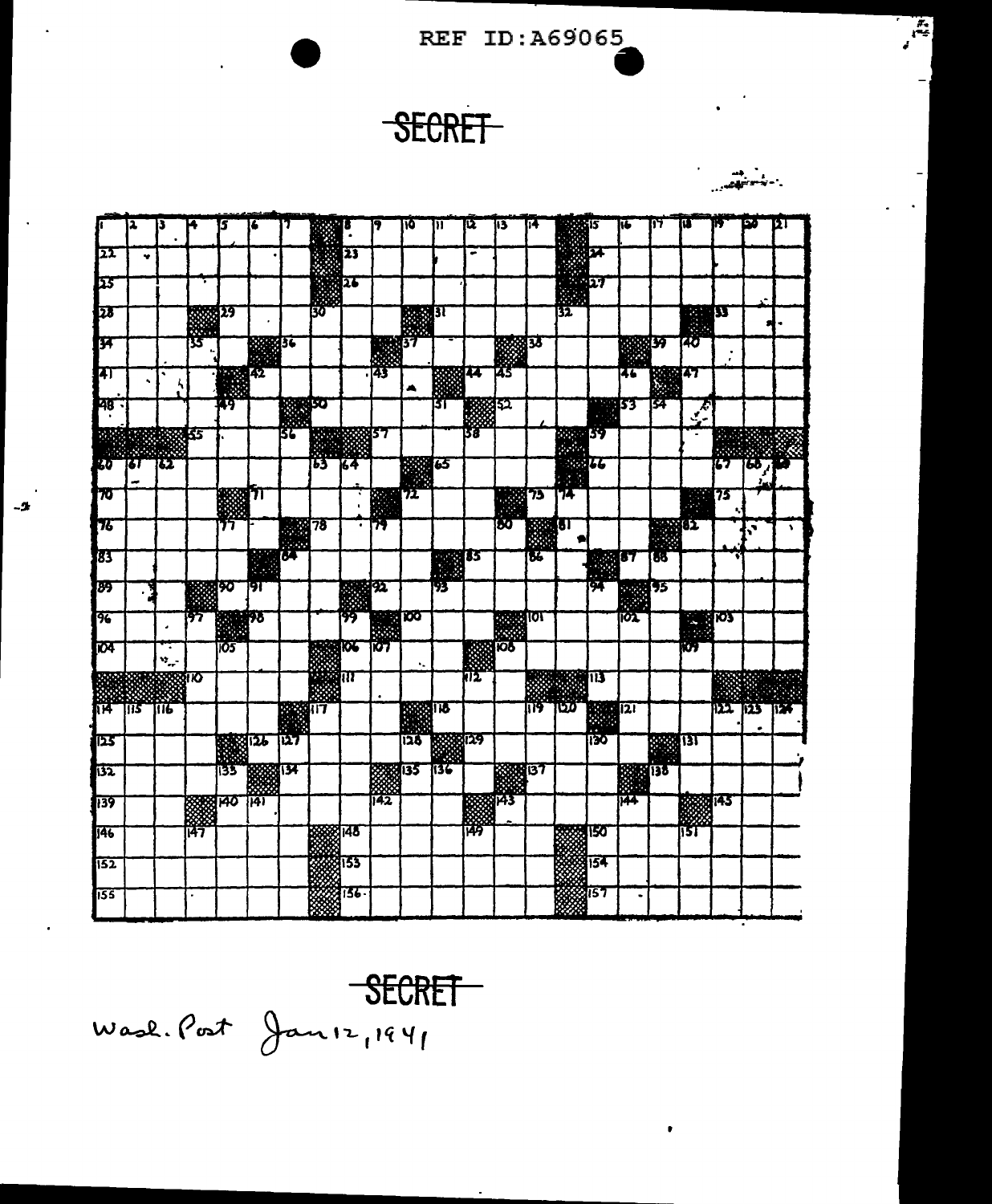SECRET

SECRET

Wash. Post Jan 12, 1941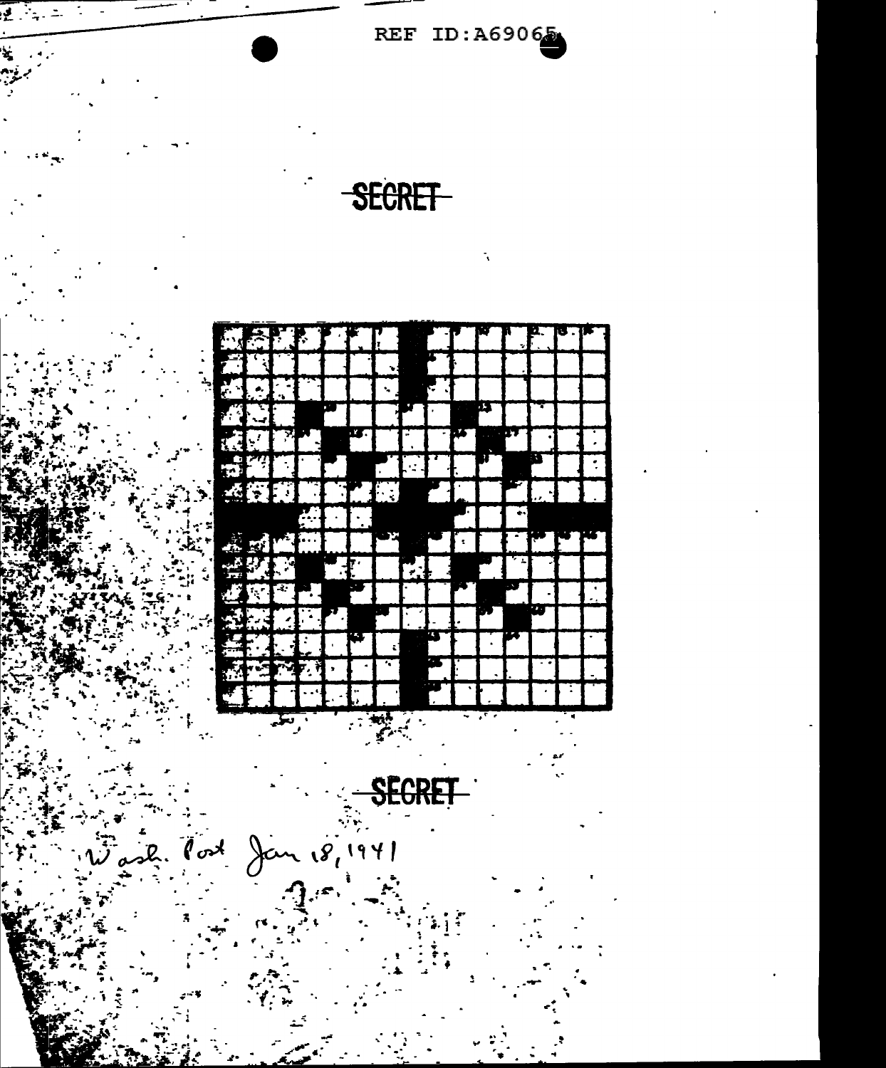Wash. Post Jan 18, 1941